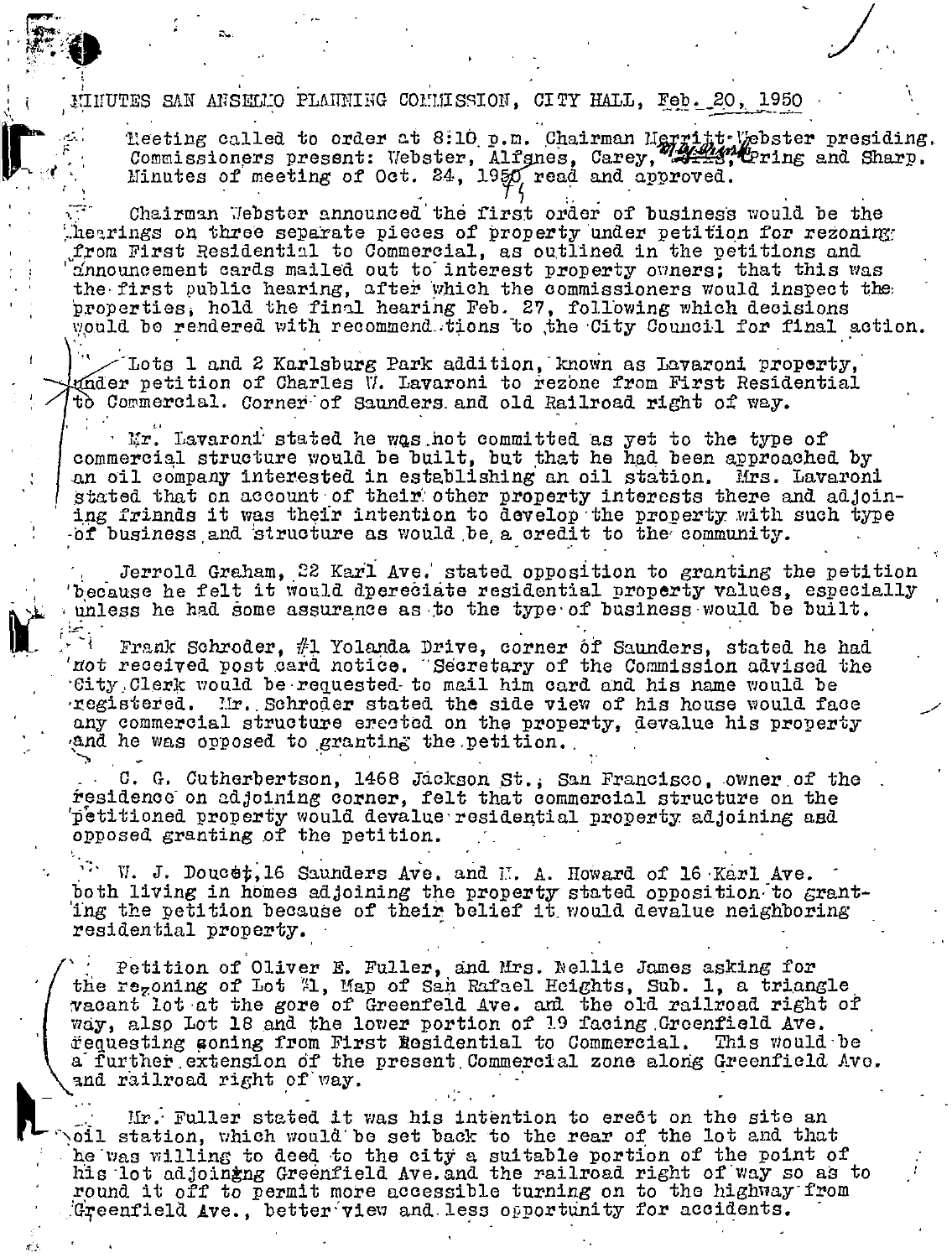MINUTES SAN ANSELMO PLANNING COMMISSION, CITY HALL, Feb. 20, 1950

Meeting called to order at 8:10 p.m. Chairman Merritt Webster presiding. Commissioners present: Webster, Alfsnes, Carey, McAvoy, Pring and Sharp. Minutes of meeting of Oct. 24, 1950 read and approved.

Chairman Webster announced the first order of business would be the hearings on three separate pieces of property under petition for rezoning from First Residential to Commercial, as outlined in the petitions and announcement cards mailed out to interest property owners; that this was the first public hearing, after which the commissioners would inspect the properties, hold the final hearing Feb. 27, following which decisions would be rendered with recommendations to the City Council for final action.

Lots 1 and 2 Karlsburg Park addition, known as Lavaroni property, under petition of Charles W. Lavaroni to rezone from First Residential to Commercial. Corner of Saunders and old Railroad right of way.

Mr. Lavaroni stated he was not committed as yet to the type of commercial structure would be built, but that he had been approached by an oil company interested in establishing an oil station. Mrs. Lavaroni stated that on account of their other property interests there and adjoining friends it was their intention to develop the property with such type of business and structure as would be a credit to the community.

Jerrold Graham, 22 Karl Ave. stated opposition to granting the petition because he felt it would dpereciate residential property values, especially unless he had some assurance as to the type of business would be built.

Frank Schroder, #1 Yolanda Drive, corner of Saunders, stated he had not received post card notice. Secretary of the Commission advised the City Clerk would be requested to mail him card and his name would be registered. Mr. Schroder stated the side view of his house would face any commercial structure erected on the property, devalue his property and he was opposed to granting the petition.

C. G. Cutherbertson, 1468 Jackson St., San Francisco, owner of the residence on adjoining corner, felt that commercial structure on the petitioned property would devalue residential property adjoining and opposed granting of the petition.

W. J. Doucet, 16 Saunders Ave. and H. A. Howard of 16 Karl Ave. both living in homes adjoining the property stated opposition to granting the petition because of their belief it would devalue neighboring residential property.

Petition of Oliver E. Fuller, and Mrs. Nellie James asking for the rezoning of Lot #1, Map of San Rafael Heights, Sub. 1, a triangle vacant lot at the gore of Greenfeld Ave. and the old railroad right of way, also Lot 18 and the lower portion of 19 facing Greenfield Ave. requesting zoning from First Residential to Commercial. This would be a further extension of the present Commercial zone along Greenfield Ave. and railroad right of way.

Mr. Fuller stated it was his intention to erect on the site an oil station, which would be set back to the rear of the lot and that he was willing to deed to the city a suitable portion of the point of his lot adjoinging Greenfield Ave. and the railroad right of way so as to round it off to permit more accessible turning on to the highway from Greenfield Ave., better view and less opportunity for accidents.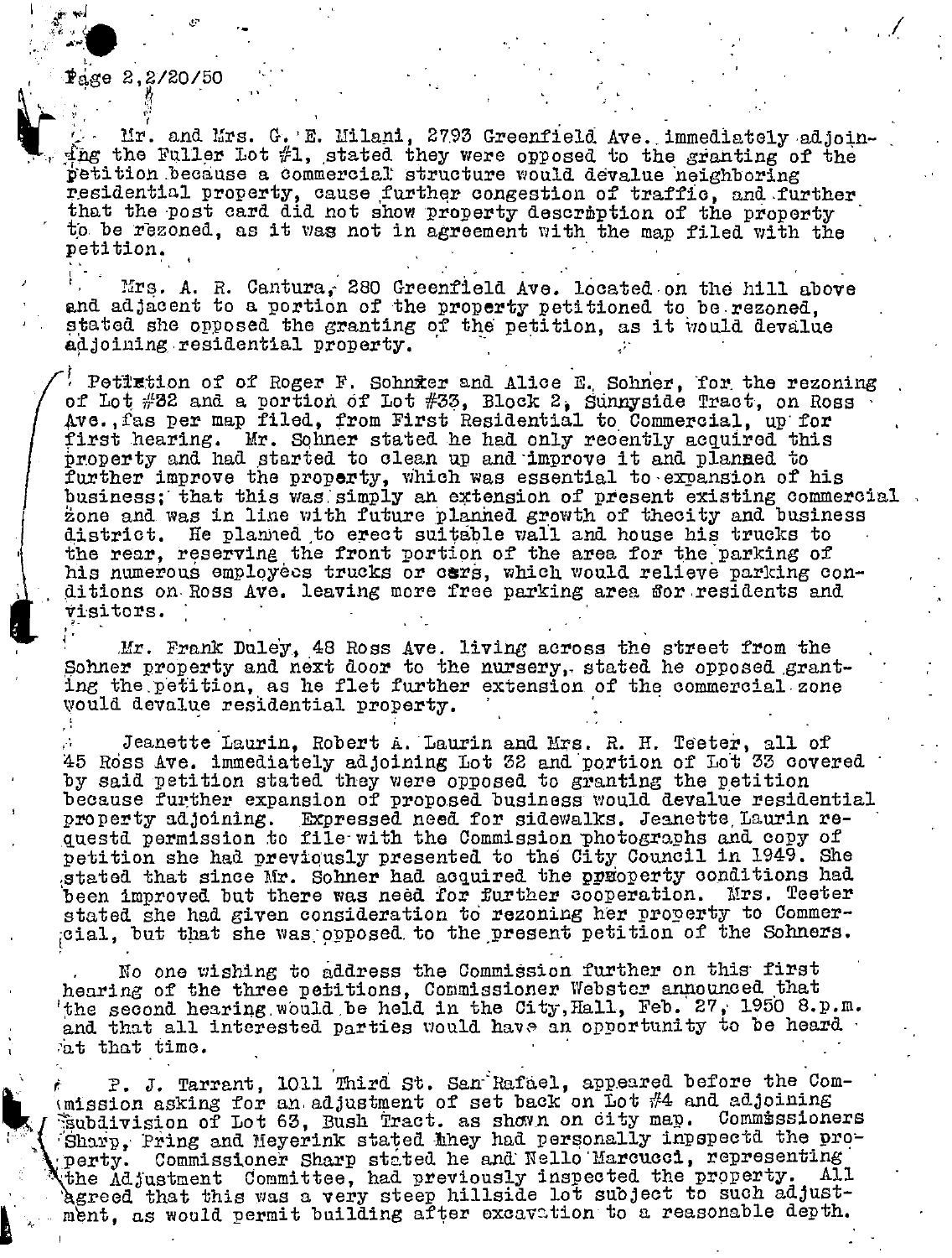Page 2, 2/20/50

Mr. and Mrs. G. E. Milani, 2793 Greenfield Ave. immediately adjoining the Fuller Lot #1, stated they were opposed to the granting of the petition because a commercial structure would devalue neighboring residential property, cause further congestion of traffic, and further that the post card did not show property descrription of the property to be rezoned, as it was not in agreement with the map filed with the petition.

Mrs. A. R. Cantura, 280 Greenfield Ave. located on the hill above and adjacent to a portion of the property petitioned to be rezoned, stated she opposed the granting of the petition, as it would devalue adjoining residential property.

Petirtion of of Roger F. Sohnker and Alice E. Sohner, for the rezoning of Lot #32 and a portion of Lot #33, Block 2, Sunnyside Tract, on Ross Ave., as per map filed, from First Residential to Commercial, up for first hearing. Mr. Sohner stated he had only recently acquired this property and had started to clean up and improve it and planned to further improve the property, which was essential to expansion of his business; that this was simply an extension of present existing commercial zone and was in line with future planned growth of thecity and business district. He planned to erect suitable wall and house his trucks to the rear, reserving the front portion of the area for the parking of his numerous employees trucks or cars, which would relieve parking conditions on Ross Ave. leaving more free parking area for residents and visitors.

Mr. Frank Duley, 48 Ross Ave. living across the street from the Sohner property and next door to the nursery, stated he opposed granting the petition, as he flet further extension of the commercial zone would devalue residential property.

Jeanette Laurin, Robert A. Laurin and Mrs. R. H. Teeter, all of 45 Ross Ave. immediately adjoining Lot 32 and portion of Lot 33 covered by said petition stated they were opposed to granting the petition because further expansion of proposed business would devalue residential property adjoining. Expressed need for sidewalks. Jeanette Laurin requestd permission to file with the Commission photographs and copy of petition she had previously presented to the City Council in 1949. She stated that since Mr. Sohner had acquired the pprooperty conditions had been improved but there was need for further cooperation. Mrs. Teeter stated she had given consideration to rezoning her property to Commercial, but that she was opposed to the present petition of the Sohners.

No one wishing to address the Commission further on this first hearing of the three petitions, Commissioner Webster announced that the second hearing would be held in the City Hall, Feb. 27, 1950 8.p.m. and that all interested parties would have an opportunity to be heard at that time.

P. J. Tarrant, 1011 Third St. San Rafael, appeared before the Commission asking for an adjustment of set back on Lot #4 and adjoining subdivision of Lot 63, Bush Tract. as shown on city map. Commissioners Sharp, Pring and Meyerink stated they had personally inpspectd the property. Commissioner Sharp stated he and Nello Marcucci, representing the Adjustment Committee, had previously inspected the property. All agreed that this was a very steep hillside lot subject to such adjustment, as would permit building after excavation to a reasonable depth.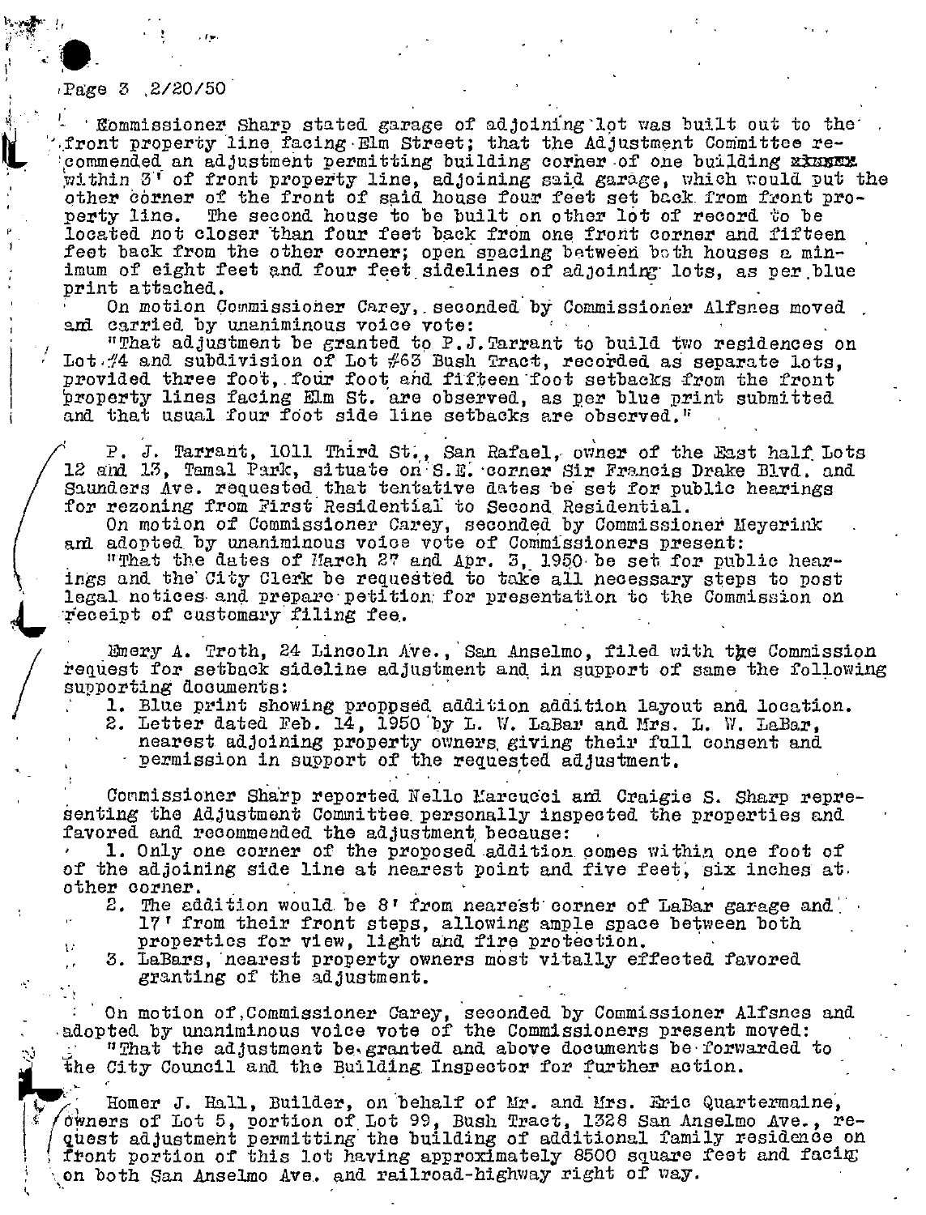Page 3 2/20/50

Commissioner Sharp stated garage of adjoining lot was built out to the front property line facing Elm Street; that the Adjustment Committee recommended an adjustment permitting building corner of one building ~~xxxxx~~ within 3' of front property line, adjoining said garage, which would put the other corner of the front of said house four feet set back from front property line. The second house to be built on other lot of record to be located not closer than four feet back from one front corner and fifteen feet back from the other corner; open spacing between both houses a minimum of eight feet and four feet sidelines of adjoining lots, as per blue print attached.

On motion Commissioner Carey, seconded by Commissioner Alfsnes moved and carried by unaniminous voice vote:

"That adjustment be granted to P.J.Tarrant to build two residences on Lot #4 and subdivision of Lot #63 Bush Tract, recorded as separate lots, provided three foot, four foot and fifteen foot setbacks from the front property lines facing Elm St. are observed, as per blue print submitted and that usual four foot side line setbacks are observed."

P. J. Tarrant, 1011 Third St., San Rafael, owner of the East half Lots 12 and 13, Tamal Park, situate on S.E. corner Sir Francis Drake Blvd. and Saunders Ave. requested that tentative dates be set for public hearings for rezoning from First Residential to Second Residential.

On motion of Commissioner Carey, seconded by Commissioner Meyerink and adopted by unaniminous voice vote of Commissioners present:

"That the dates of March 27 and Apr. 3, 1950 be set for public hearings and the City Clerk be requested to take all necessary steps to post legal notices and prepare petition for presentation to the Commission on receipt of customary filing fee.

Emery A. Troth, 24 Lincoln Ave., San Anselmo, filed with the Commission request for setback sideline adjustment and in support of same the following supporting documents:

1. Blue print showing proppsed addition addition layout and location.
2. Letter dated Feb. 14, 1950 by L. W. LaBar and Mrs. L. W. LaBar, nearest adjoining property owners giving their full consent and permission in support of the requested adjustment.

Commissioner Sharp reported Nello Marcucci and Craigie S. Sharp representing the Adjustment Committee personally inspected the properties and favored and recommended the adjustment because:

1. Only one corner of the proposed addition comes within one foot of of the adjoining side line at nearest point and five feet, six inches at other corner.
2. The addition would be 8' from nearest corner of LaBar garage and 17' from their front steps, allowing ample space between both properties for view, light and fire protection.
3. LaBars, nearest property owners most vitally effected favored granting of the adjustment.

On motion of Commissioner Carey, seconded by Commissioner Alfsnes and adopted by unaniminous voice vote of the Commissioners present moved:

"That the adjustment be granted and above documents be forwarded to the City Council and the Building Inspector for further action.

Homer J. Hall, Builder, on behalf of Mr. and Mrs. Eric Quartermaine, owners of Lot 5, portion of Lot 99, Bush Tract, 1328 San Anselmo Ave., request adjustment permitting the building of additional family residence on front portion of this lot having approximately 8500 square feet and facing on both San Anselmo Ave. and railroad-highway right of way.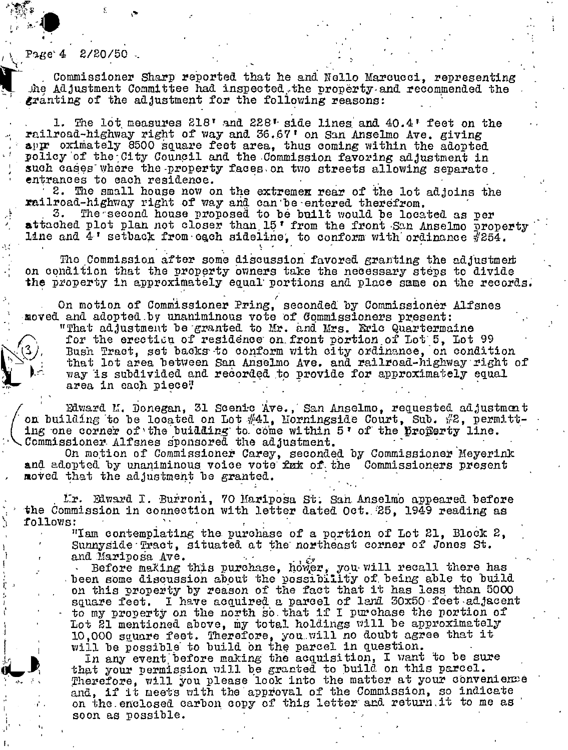Page 4 2/20/50

Commissioner Sharp reported that he and Nello Marcucci, representing the Adjustment Committee had inspected the property and recommended the granting of the adjustment for the following reasons:

1. The lot measures 218' and 228' side lines and 40.4' feet on the railroad-highway right of way and 36.67' on San Anselmo Ave. giving appr oximately 8500 square feet area, thus coming within the adopted policy of the City Council and the Commission favoring adjustment in such cases where the property faces on two streets allowing separate entrances to each residence.
2. The small house now on the extremex rear of the lot adjoins the railroad-highway right of way and can be entered therefrom.
3. The second house proposed to be built would be located as per attached plot plan not closer than 15' from the front San Anselmo property line and 4' setback from each sideline, to conform with ordinance #254.

The Commission after some discussion favored granting the adjustment on condition that the property owners take the necessary steps to divide the property in approximately equal portions and place same on the records.

On motion of Commissioner Pring, seconded by Commissioner Alfsnes moved and adopted by unaniminous vote of Commissioners present:

"That adjustment be granted to Mr. and Mrs. Eric Quartermaine for the erection of residence on front portion of Lot 5, Lot 99 Bush Tract, set backs to conform with city ordinance, on condition that lot area between San Anselmo Ave. and railroad-highway right of way is subdivided and recorded to provide for approximately equal area in each piece."

Edward M. Donegan, 31 Scenic Ave., San Anselmo, requested adjustment on building to be located on Lot #41, Morningside Court, Sub. #2, permitting one corner of the building to come within 5' of the Property line. Commissioner Alfsnes sponsored the adjustment.

On motion of Commissioner Carey, seconded by Commissioner Meyerink and adopted by unaniminous voice vote ~~fxx~~ of the Commissioners present moved that the adjustment be granted.

Mr. Edward I. Burroni, 70 Mariposa St. San Anselmo appeared before the Commission in connection with letter dated Oct. 25, 1949 reading as follows:

"Iam contemplating the purchase of a portion of Lot 21, Block 2, Sunnyside Tract, situated at the northeast corner of Jones St. and Mariposa Ave.

Before making this purchase, hower, you will recall there has been some discussion about the possibility of being able to build on this property by reason of the fact that it has less than 5000 square feet. I have acquired a parcel of land 30x50 feet adjacent to my property on the north so that if I purchase the portion of Lot 21 mentioned above, my total holdings will be approximately 10,000 square feet. Therefore, you will no doubt agree that it will be possible to build on the parcel in question.

In any event before making the acquisition, I want to be sure that your permission will be granted to build on this parcel. Therefore, will you please look into the matter at your convenience and, if it meets with the approval of the Commission, so indicate on the enclosed carbon copy of this letter and return it to me as soon as possible.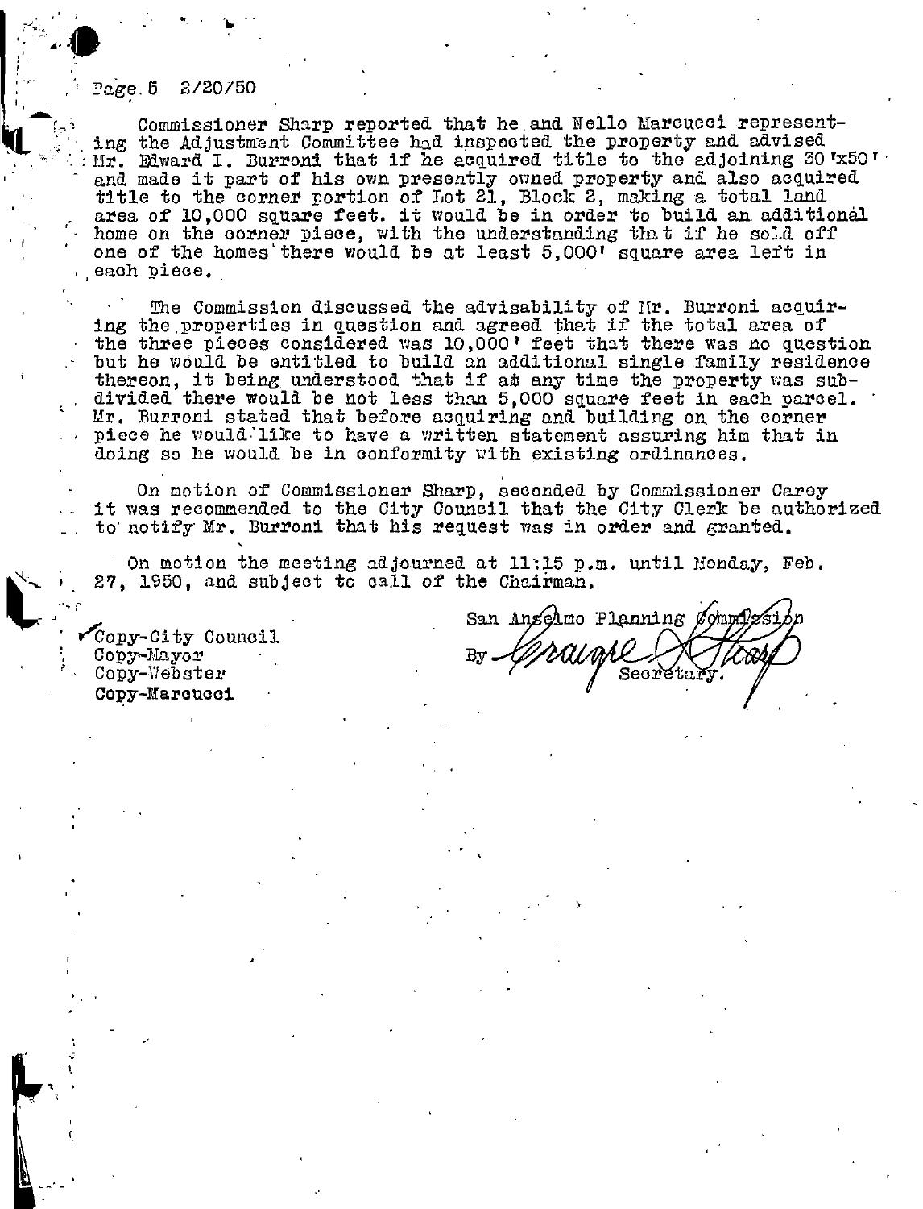Page 5 2/20/50

Commissioner Sharp reported that he and Nello Marcucci representing the Adjustment Committee had inspected the property and advised Mr. Edward I. Burroni that if he acquired title to the adjoining 30'x50' and made it part of his own presently owned property and also acquired title to the corner portion of Lot 21, Block 2, making a total land area of 10,000 square feet. it would be in order to build an additional home on the corner piece, with the understanding that if he sold off one of the homes there would be at least 5,000' square area left in each piece.

The Commission discussed the advisability of Mr. Burroni acquiring the properties in question and agreed that if the total area of the three pieces considered was 10,000' feet that there was no question but he would be entitled to build an additional single family residence thereon, it being understood that if at any time the property was subdivided there would be not less than 5,000 square feet in each parcel. Mr. Burroni stated that before acquiring and building on the corner piece he would like to have a written statement assuring him that in doing so he would be in conformity with existing ordinances.

On motion of Commissioner Sharp, seconded by Commissioner Carey it was recommended to the City Council that the City Clerk be authorized to notify Mr. Burroni that his request was in order and granted.

On motion the meeting adjourned at 11:15 p.m. until Monday, Feb. 27, 1950, and subject to call of the Chairman.

San Anselmo Planning Commission
By Grace Sharp
Secretary.

Copy-City Council
Copy-Mayor
Copy-Webster
Copy-Marcucci